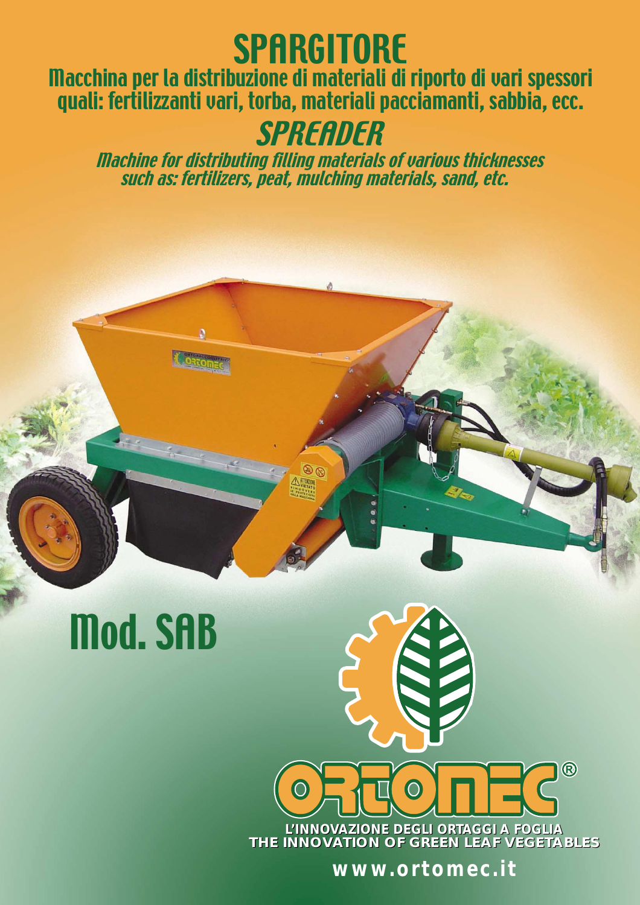# SPARGITORE

## Macchina per la distribuzione di materiali di riporto di vari spessori quali: fertilizzanti vari, torba, materiali pacciamanti, sabbia, ecc.

# *SPREADER*

## *Machine for distributing filling materials of various thicknesses such as: fertilizers, peat, mulching materials, sand, etc.*

# Mod. SAB

ORTOMEC®

**L'INNOVAZIONE DEGLI ORTAGGI A FOGLIA**
**THE INNOVATION OF GREEN LEAF VEGETABLES**

**www.ortomec.it**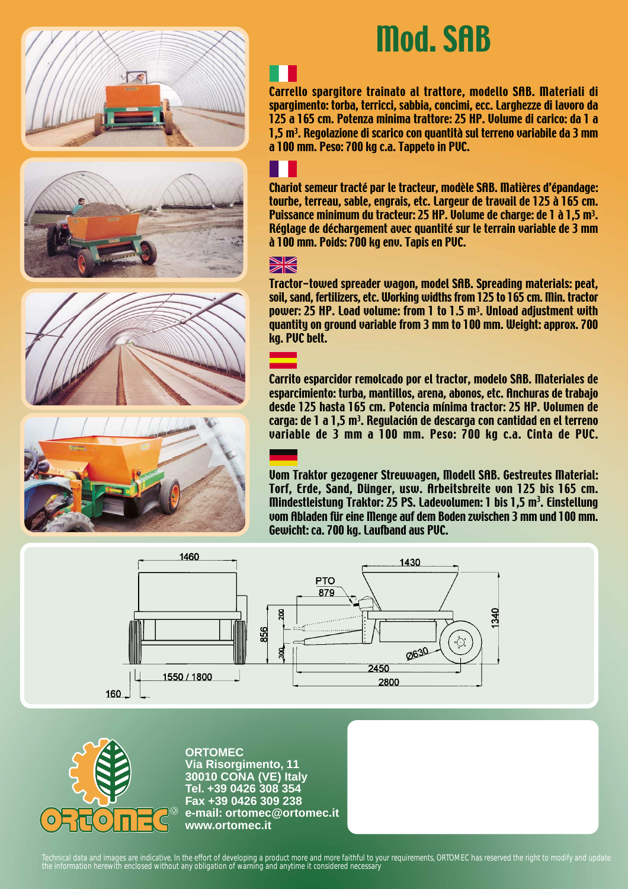# Mod. SAB

Carrello spargitore trainato al trattore, modello SAB. Materiali di spargimento: torba, terricci, sabbia, concimi, ecc. Larghezze di lavoro da 125 a 165 cm. Potenza minima trattore: 25 HP. Volume di carico: da 1 a 1,5 m³. Regolazione di scarico con quantità sul terreno variabile da 3 mm a 100 mm. Peso: 700 kg c.a. Tappeto in PVC.

Chariot semeur tracté par le tracteur, modèle SAB. Matières d'épandage: tourbe, terreau, sable, engrais, etc. Largeur de travail de 125 à 165 cm. Puissance minimum du tracteur: 25 HP. Volume de charge: de 1 à 1,5 m³. Réglage de déchargement avec quantité sur le terrain variable de 3 mm à 100 mm. Poids: 700 kg env. Tapis en PVC.

Tractor-towed spreader wagon, model SAB. Spreading materials: peat, soil, sand, fertilizers, etc. Working widths from 125 to 165 cm. Min. tractor power: 25 HP. Load volume: from 1 to 1.5 m³. Unload adjustment with quantity on ground variable from 3 mm to 100 mm. Weight: approx. 700 kg. PVC belt.

Carrito esparcidor remolcado por el tractor, modelo SAB. Materiales de esparcimiento: turba, mantillos, arena, abonos, etc. Anchuras de trabajo desde 125 hasta 165 cm. Potencia mínima tractor: 25 HP. Volumen de carga: de 1 a 1,5 m³. Regulación de descarga con cantidad en el terreno variable de 3 mm a 100 mm. Peso: 700 kg c.a. Cinta de PVC.

Vom Traktor gezogener Streuwagen, Modell SAB. Gestreutes Material: Torf, Erde, Sand, Dünger, usw. Arbeitsbreite von 125 bis 165 cm. Mindestleistung Traktor: 25 PS. Ladevolumen: 1 bis 1,5 m³. Einstellung vom Abladen für eine Menge auf dem Boden zwischen 3 mm und 100 mm. Gewicht: ca. 700 kg. Laufband aus PVC.

1460
1550 / 1800
160
856
300
200
PTO
879
1430
1340
Ø630
2450
2800

**ORTOMEC**
**Via Risorgimento, 11**
**30010 CONA (VE) Italy**
**Tel. +39 0426 308 354**
**Fax +39 0426 309 238**
**e-mail: ortomec@ortomec.it**
**www.ortomec.it**

Technical data and images are indicative. In the effort of developing a product more and more faithful to your requirements, ORTOMEC has reserved the right to modify and update the information herewith enclosed without any obligation of warning and anytime it considered necessary